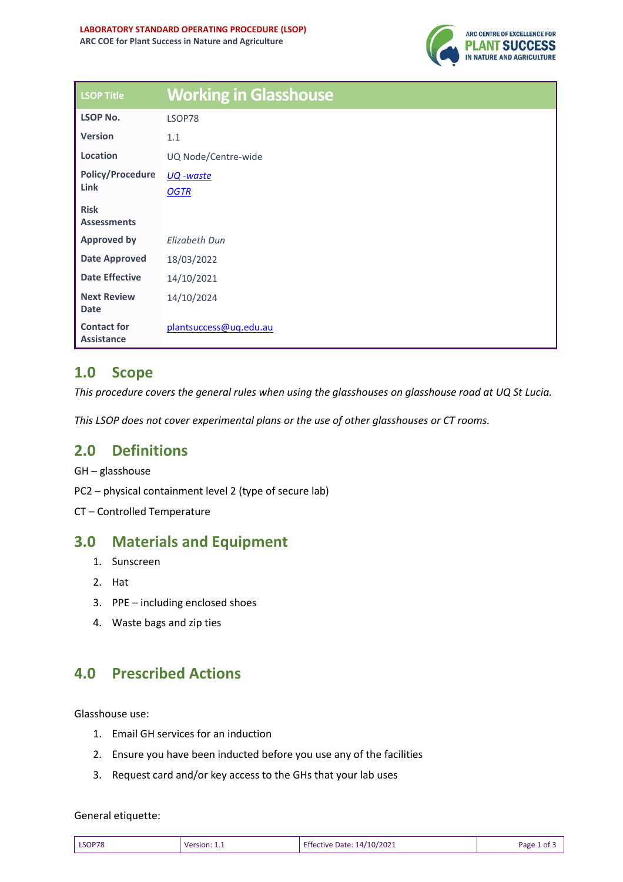| LSOP Title | Working in Glasshouse |
|---|---|
| LSOP No. | LSOP78 |
| Version | 1.1 |
| Location | UQ Node/Centre-wide |
| Policy/Procedure Link | *UQ -waste*<br>*OGTR* |
| Risk Assessments | |
| Approved by | *Elizabeth Dun* |
| Date Approved | 18/03/2022 |
| Date Effective | 14/10/2021 |
| Next Review Date | 14/10/2024 |
| Contact for Assistance | plantsuccess@uq.edu.au |

## 1.0 Scope

*This procedure covers the general rules when using the glasshouses on glasshouse road at UQ St Lucia.*

*This LSOP does not cover experimental plans or the use of other glasshouses or CT rooms.*

## 2.0 Definitions

GH – glasshouse

PC2 – physical containment level 2 (type of secure lab)

CT – Controlled Temperature

## 3.0 Materials and Equipment

1. Sunscreen
2. Hat
3. PPE – including enclosed shoes
4. Waste bags and zip ties

## 4.0 Prescribed Actions

Glasshouse use:

1. Email GH services for an induction
2. Ensure you have been inducted before you use any of the facilities
3. Request card and/or key access to the GHs that your lab uses

General etiquette: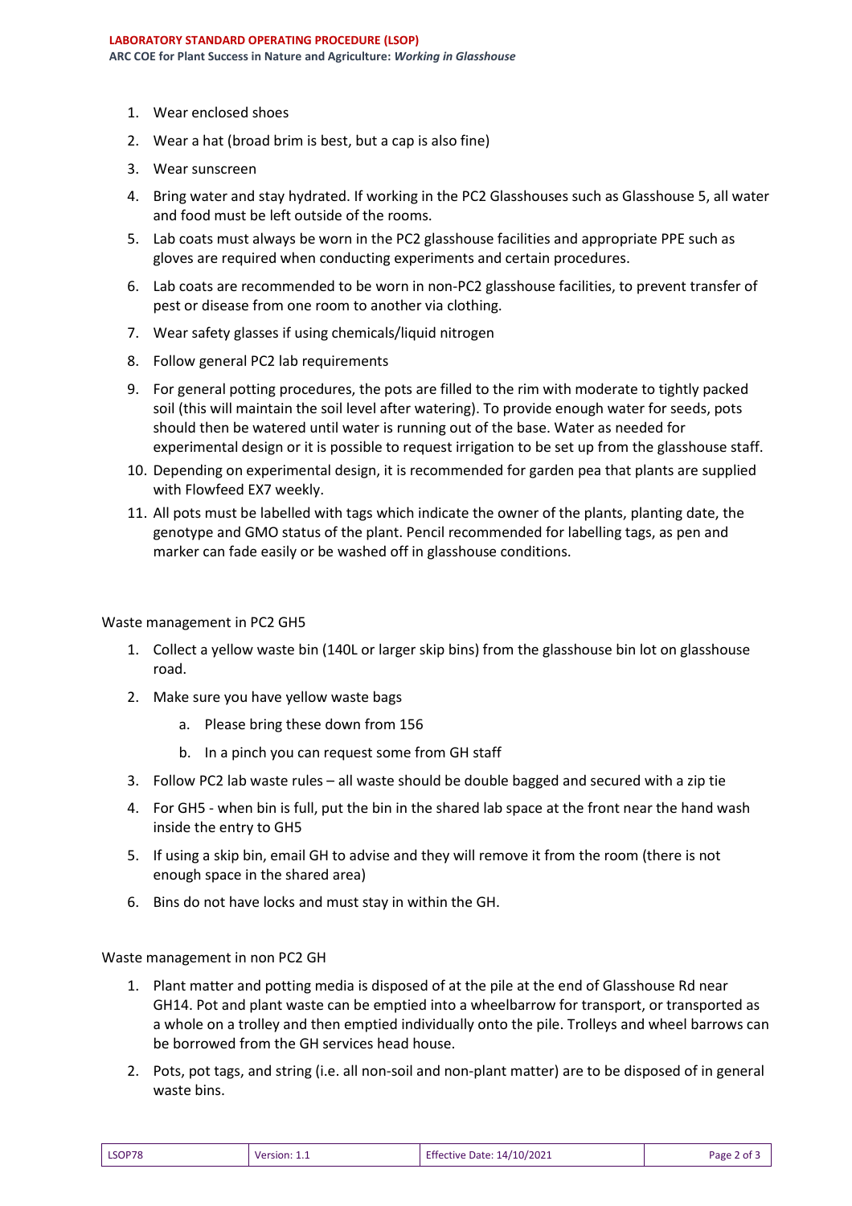1. Wear enclosed shoes
2. Wear a hat (broad brim is best, but a cap is also fine)
3. Wear sunscreen
4. Bring water and stay hydrated. If working in the PC2 Glasshouses such as Glasshouse 5, all water and food must be left outside of the rooms.
5. Lab coats must always be worn in the PC2 glasshouse facilities and appropriate PPE such as gloves are required when conducting experiments and certain procedures.
6. Lab coats are recommended to be worn in non-PC2 glasshouse facilities, to prevent transfer of pest or disease from one room to another via clothing.
7. Wear safety glasses if using chemicals/liquid nitrogen
8. Follow general PC2 lab requirements
9. For general potting procedures, the pots are filled to the rim with moderate to tightly packed soil (this will maintain the soil level after watering). To provide enough water for seeds, pots should then be watered until water is running out of the base. Water as needed for experimental design or it is possible to request irrigation to be set up from the glasshouse staff.
10. Depending on experimental design, it is recommended for garden pea that plants are supplied with Flowfeed EX7 weekly.
11. All pots must be labelled with tags which indicate the owner of the plants, planting date, the genotype and GMO status of the plant. Pencil recommended for labelling tags, as pen and marker can fade easily or be washed off in glasshouse conditions.

Waste management in PC2 GH5

1. Collect a yellow waste bin (140L or larger skip bins) from the glasshouse bin lot on glasshouse road.
2. Make sure you have yellow waste bags
    a. Please bring these down from 156
    b. In a pinch you can request some from GH staff
3. Follow PC2 lab waste rules – all waste should be double bagged and secured with a zip tie
4. For GH5 - when bin is full, put the bin in the shared lab space at the front near the hand wash inside the entry to GH5
5. If using a skip bin, email GH to advise and they will remove it from the room (there is not enough space in the shared area)
6. Bins do not have locks and must stay in within the GH.

Waste management in non PC2 GH

1. Plant matter and potting media is disposed of at the pile at the end of Glasshouse Rd near GH14. Pot and plant waste can be emptied into a wheelbarrow for transport, or transported as a whole on a trolley and then emptied individually onto the pile. Trolleys and wheel barrows can be borrowed from the GH services head house.
2. Pots, pot tags, and string (i.e. all non-soil and non-plant matter) are to be disposed of in general waste bins.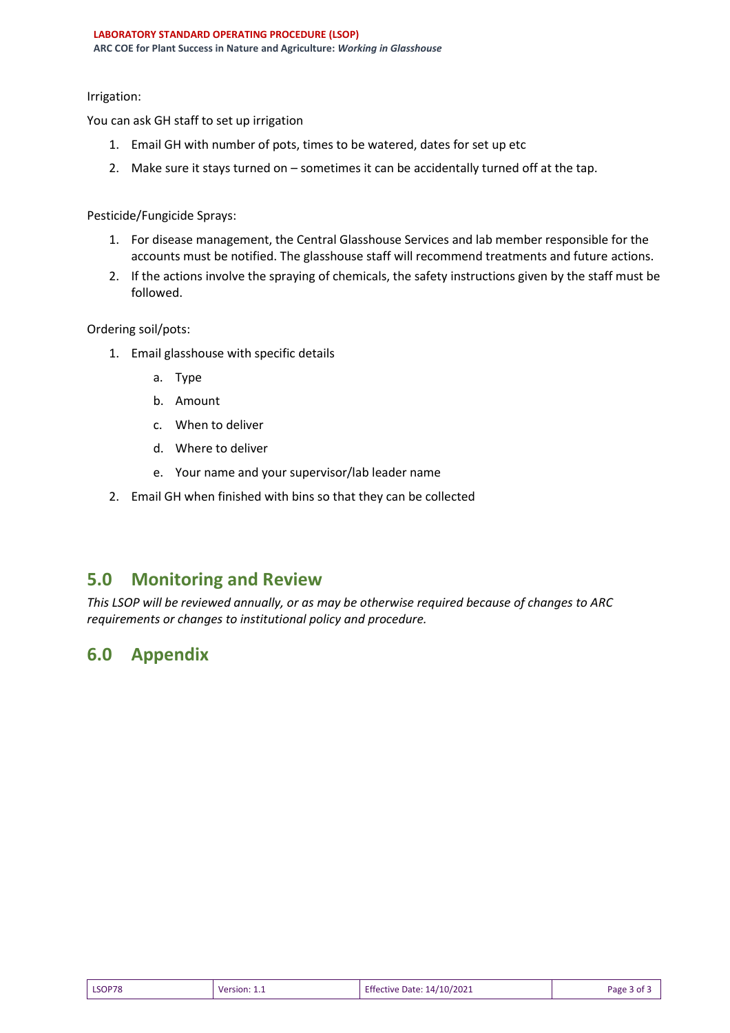Irrigation:

You can ask GH staff to set up irrigation

1. Email GH with number of pots, times to be watered, dates for set up etc
2. Make sure it stays turned on – sometimes it can be accidentally turned off at the tap.

Pesticide/Fungicide Sprays:

1. For disease management, the Central Glasshouse Services and lab member responsible for the accounts must be notified. The glasshouse staff will recommend treatments and future actions.
2. If the actions involve the spraying of chemicals, the safety instructions given by the staff must be followed.

Ordering soil/pots:

1. Email glasshouse with specific details
   a. Type
   b. Amount
   c. When to deliver
   d. Where to deliver
   e. Your name and your supervisor/lab leader name
2. Email GH when finished with bins so that they can be collected

## 5.0 Monitoring and Review

*This LSOP will be reviewed annually, or as may be otherwise required because of changes to ARC requirements or changes to institutional policy and procedure.*

## 6.0 Appendix